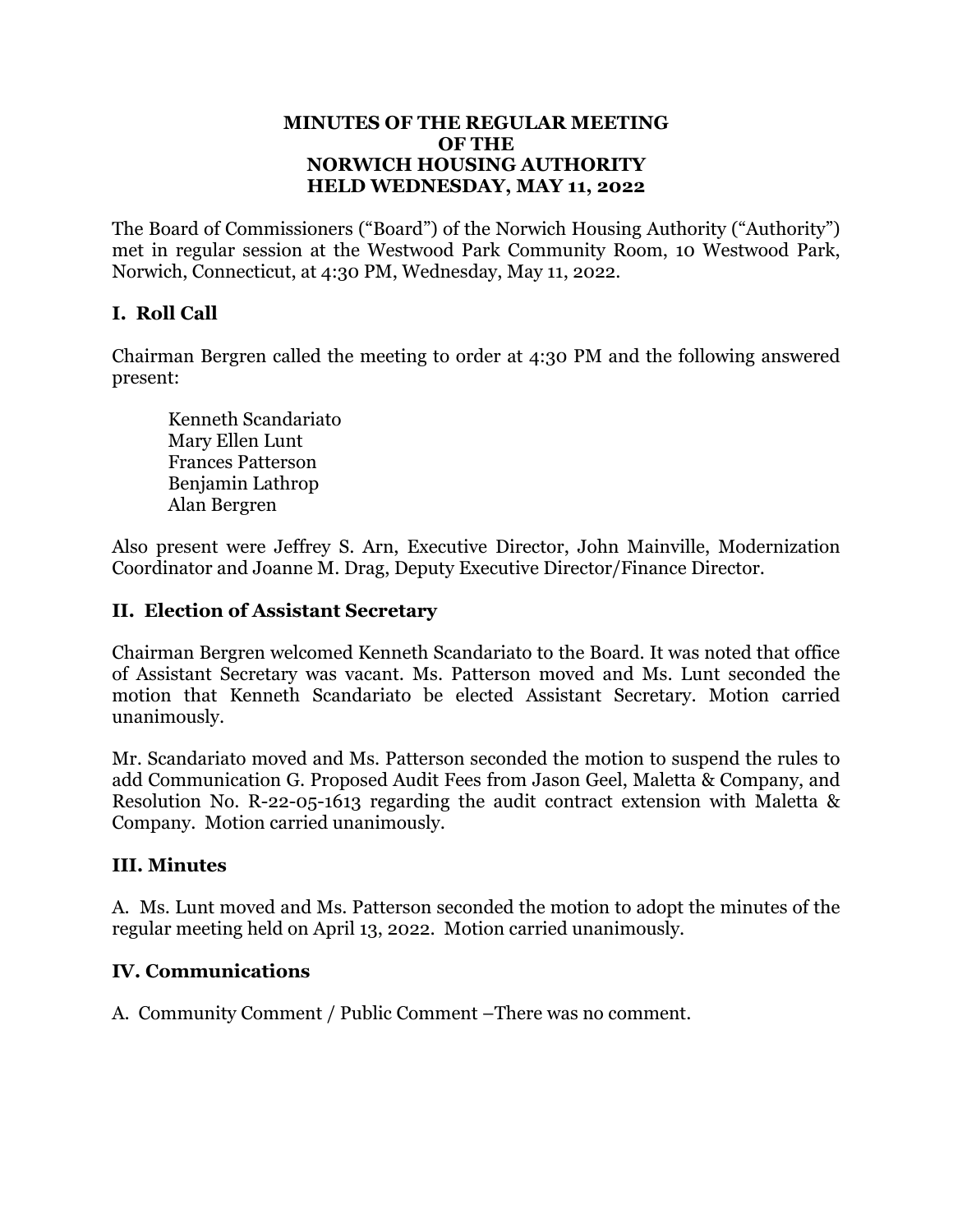# MINUTES OF THE REGULAR MEETING OF THE NORWICH HOUSING AUTHORITY HELD WEDNESDAY, MAY 11, 2022

The Board of Commissioners ("Board") of the Norwich Housing Authority ("Authority") met in regular session at the Westwood Park Community Room, 10 Westwood Park, Norwich, Connecticut, at 4:30 PM, Wednesday, May 11, 2022.

## I. Roll Call

Chairman Bergren called the meeting to order at 4:30 PM and the following answered present:

Kenneth Scandariato  
Mary Ellen Lunt  
Frances Patterson  
Benjamin Lathrop  
Alan Bergren

Also present were Jeffrey S. Arn, Executive Director, John Mainville, Modernization Coordinator and Joanne M. Drag, Deputy Executive Director/Finance Director.

## II. Election of Assistant Secretary

Chairman Bergren welcomed Kenneth Scandariato to the Board. It was noted that office of Assistant Secretary was vacant. Ms. Patterson moved and Ms. Lunt seconded the motion that Kenneth Scandariato be elected Assistant Secretary. Motion carried unanimously.

Mr. Scandariato moved and Ms. Patterson seconded the motion to suspend the rules to add Communication G. Proposed Audit Fees from Jason Geel, Maletta & Company, and Resolution No. R-22-05-1613 regarding the audit contract extension with Maletta & Company. Motion carried unanimously.

## III. Minutes

A. Ms. Lunt moved and Ms. Patterson seconded the motion to adopt the minutes of the regular meeting held on April 13, 2022. Motion carried unanimously.

## IV. Communications

A. Community Comment / Public Comment –There was no comment.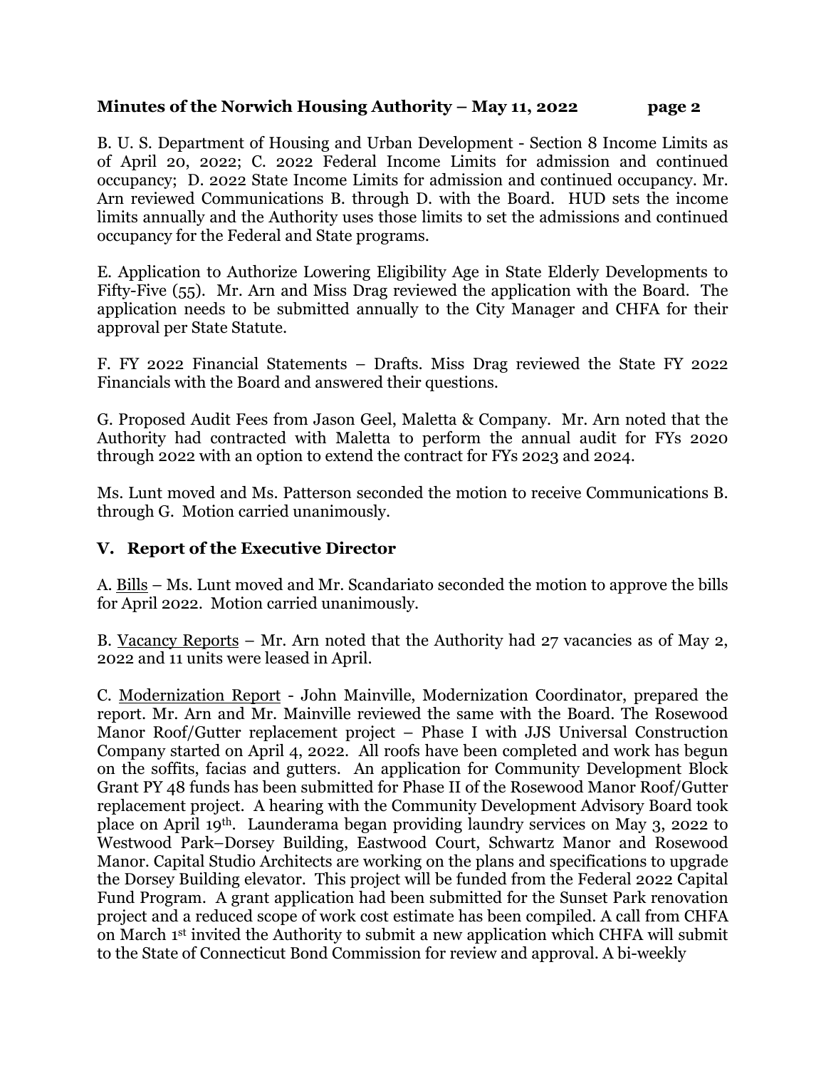B. U. S. Department of Housing and Urban Development - Section 8 Income Limits as of April 20, 2022; C. 2022 Federal Income Limits for admission and continued occupancy; D. 2022 State Income Limits for admission and continued occupancy. Mr. Arn reviewed Communications B. through D. with the Board. HUD sets the income limits annually and the Authority uses those limits to set the admissions and continued occupancy for the Federal and State programs.

E. Application to Authorize Lowering Eligibility Age in State Elderly Developments to Fifty-Five (55). Mr. Arn and Miss Drag reviewed the application with the Board. The application needs to be submitted annually to the City Manager and CHFA for their approval per State Statute.

F. FY 2022 Financial Statements – Drafts. Miss Drag reviewed the State FY 2022 Financials with the Board and answered their questions.

G. Proposed Audit Fees from Jason Geel, Maletta & Company. Mr. Arn noted that the Authority had contracted with Maletta to perform the annual audit for FYs 2020 through 2022 with an option to extend the contract for FYs 2023 and 2024.

Ms. Lunt moved and Ms. Patterson seconded the motion to receive Communications B. through G. Motion carried unanimously.

## V. Report of the Executive Director

A. Bills – Ms. Lunt moved and Mr. Scandariato seconded the motion to approve the bills for April 2022. Motion carried unanimously.

B. Vacancy Reports – Mr. Arn noted that the Authority had 27 vacancies as of May 2, 2022 and 11 units were leased in April.

C. Modernization Report - John Mainville, Modernization Coordinator, prepared the report. Mr. Arn and Mr. Mainville reviewed the same with the Board. The Rosewood Manor Roof/Gutter replacement project – Phase I with JJS Universal Construction Company started on April 4, 2022. All roofs have been completed and work has begun on the soffits, facias and gutters. An application for Community Development Block Grant PY 48 funds has been submitted for Phase II of the Rosewood Manor Roof/Gutter replacement project. A hearing with the Community Development Advisory Board took place on April 19th. Launderama began providing laundry services on May 3, 2022 to Westwood Park–Dorsey Building, Eastwood Court, Schwartz Manor and Rosewood Manor. Capital Studio Architects are working on the plans and specifications to upgrade the Dorsey Building elevator. This project will be funded from the Federal 2022 Capital Fund Program. A grant application had been submitted for the Sunset Park renovation project and a reduced scope of work cost estimate has been compiled. A call from CHFA on March 1st invited the Authority to submit a new application which CHFA will submit to the State of Connecticut Bond Commission for review and approval. A bi-weekly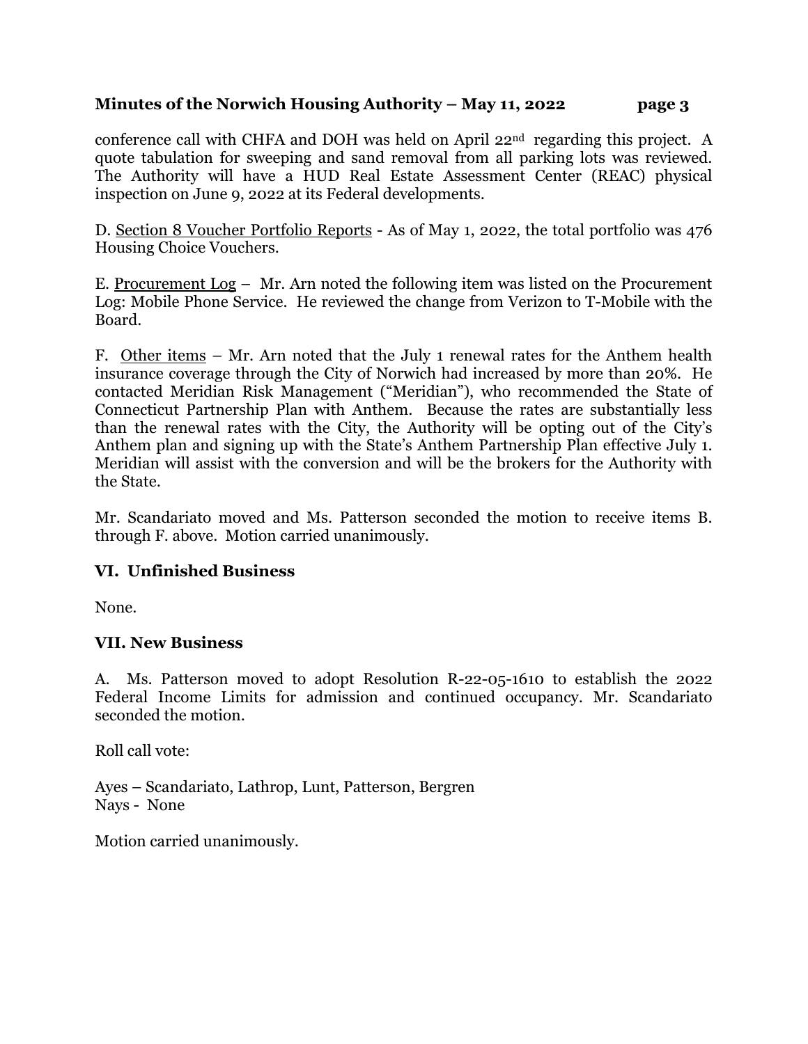conference call with CHFA and DOH was held on April 22nd regarding this project. A quote tabulation for sweeping and sand removal from all parking lots was reviewed. The Authority will have a HUD Real Estate Assessment Center (REAC) physical inspection on June 9, 2022 at its Federal developments.

D. Section 8 Voucher Portfolio Reports - As of May 1, 2022, the total portfolio was 476 Housing Choice Vouchers.

E. Procurement Log – Mr. Arn noted the following item was listed on the Procurement Log: Mobile Phone Service. He reviewed the change from Verizon to T-Mobile with the Board.

F. Other items – Mr. Arn noted that the July 1 renewal rates for the Anthem health insurance coverage through the City of Norwich had increased by more than 20%. He contacted Meridian Risk Management ("Meridian"), who recommended the State of Connecticut Partnership Plan with Anthem. Because the rates are substantially less than the renewal rates with the City, the Authority will be opting out of the City's Anthem plan and signing up with the State's Anthem Partnership Plan effective July 1. Meridian will assist with the conversion and will be the brokers for the Authority with the State.

Mr. Scandariato moved and Ms. Patterson seconded the motion to receive items B. through F. above. Motion carried unanimously.

## VI. Unfinished Business

None.

## VII. New Business

A. Ms. Patterson moved to adopt Resolution R-22-05-1610 to establish the 2022 Federal Income Limits for admission and continued occupancy. Mr. Scandariato seconded the motion.

Roll call vote:

Ayes – Scandariato, Lathrop, Lunt, Patterson, Bergren
Nays - None

Motion carried unanimously.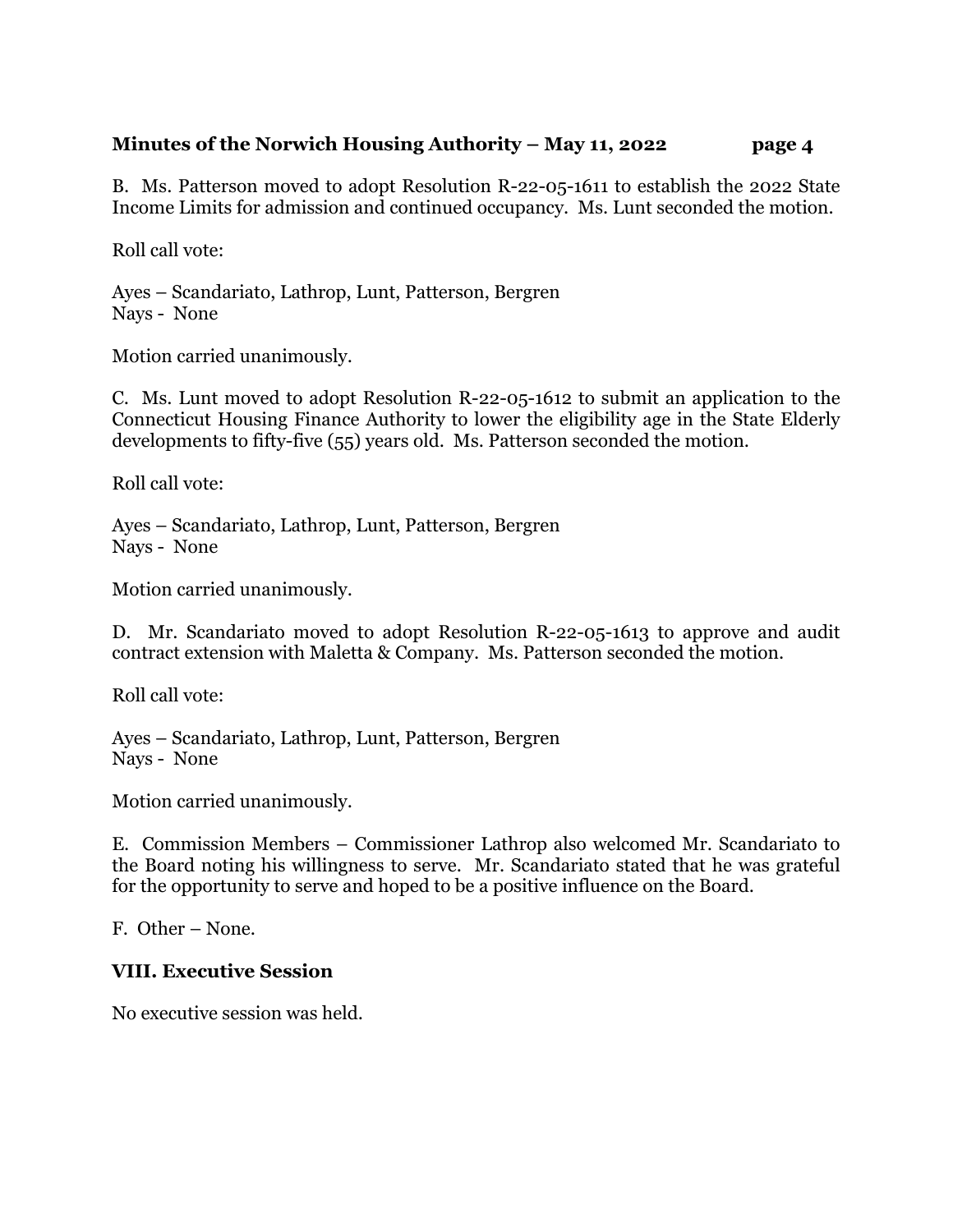B. Ms. Patterson moved to adopt Resolution R-22-05-1611 to establish the 2022 State Income Limits for admission and continued occupancy. Ms. Lunt seconded the motion.

Roll call vote:

Ayes – Scandariato, Lathrop, Lunt, Patterson, Bergren
Nays - None

Motion carried unanimously.

C. Ms. Lunt moved to adopt Resolution R-22-05-1612 to submit an application to the Connecticut Housing Finance Authority to lower the eligibility age in the State Elderly developments to fifty-five (55) years old. Ms. Patterson seconded the motion.

Roll call vote:

Ayes – Scandariato, Lathrop, Lunt, Patterson, Bergren
Nays - None

Motion carried unanimously.

D. Mr. Scandariato moved to adopt Resolution R-22-05-1613 to approve and audit contract extension with Maletta & Company. Ms. Patterson seconded the motion.

Roll call vote:

Ayes – Scandariato, Lathrop, Lunt, Patterson, Bergren
Nays - None

Motion carried unanimously.

E. Commission Members – Commissioner Lathrop also welcomed Mr. Scandariato to the Board noting his willingness to serve. Mr. Scandariato stated that he was grateful for the opportunity to serve and hoped to be a positive influence on the Board.

F. Other – None.

## VIII. Executive Session

No executive session was held.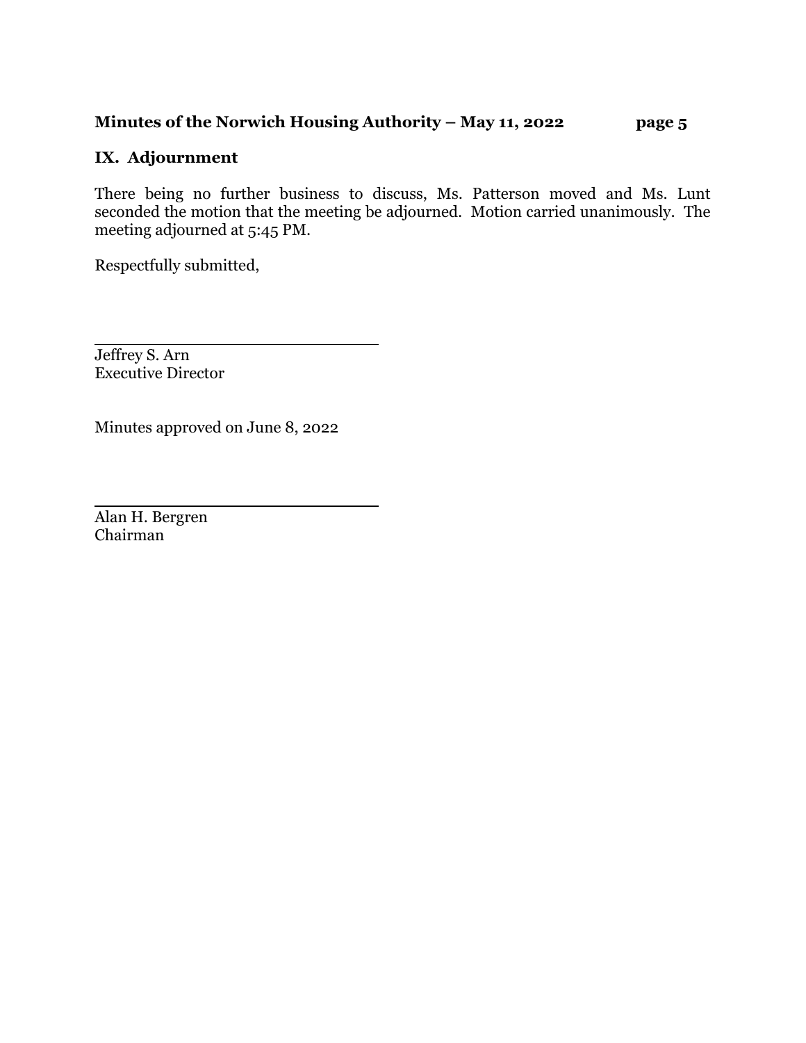## IX. Adjournment

There being no further business to discuss, Ms. Patterson moved and Ms. Lunt seconded the motion that the meeting be adjourned. Motion carried unanimously. The meeting adjourned at 5:45 PM.

Respectfully submitted,

\_\_\_\_\_\_\_\_\_\_\_\_\_\_\_\_\_\_\_\_\_\_\_\_\_\_\_\_\_\_

Jeffrey S. Arn
Executive Director

Minutes approved on June 8, 2022

\_\_\_\_\_\_\_\_\_\_\_\_\_\_\_\_\_\_\_\_\_\_\_\_\_\_\_\_\_\_

Alan H. Bergren
Chairman